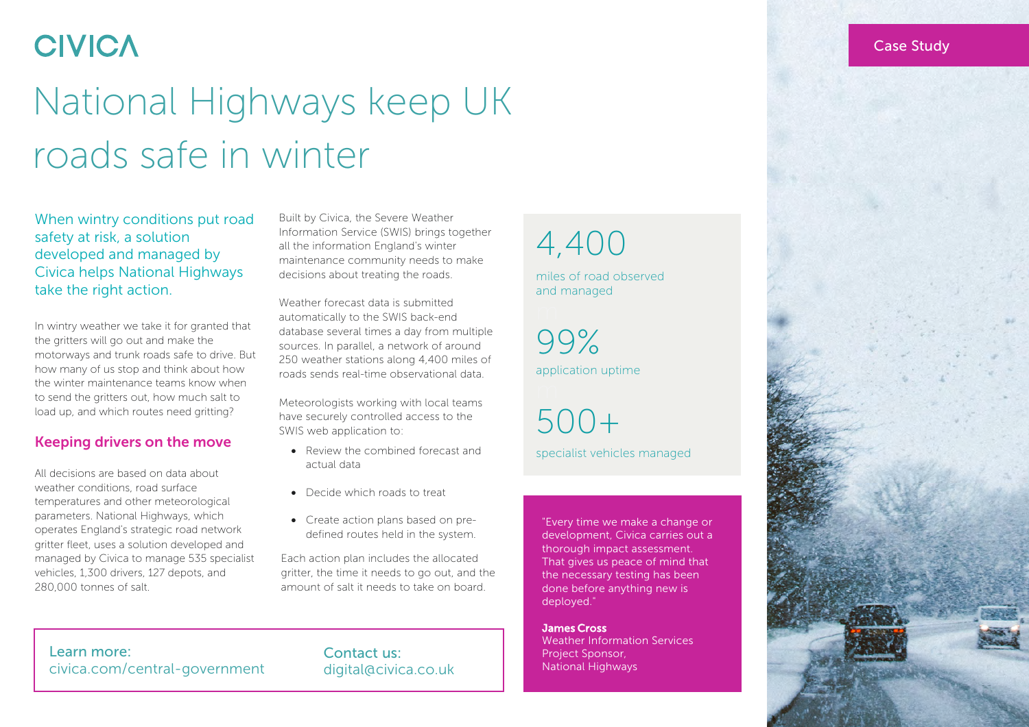CIVICA

Case Study

# National Highways keep UK roads safe in winter

When wintry conditions put road safety at risk, a solution developed and managed by Civica helps National Highways take the right action.

In wintry weather we take it for granted that the gritters will go out and make the motorways and trunk roads safe to drive. But how many of us stop and think about how the winter maintenance teams know when to send the gritters out, how much salt to load up, and which routes need gritting?

## Keeping drivers on the move

All decisions are based on data about weather conditions, road surface temperatures and other meteorological parameters. National Highways, which operates England's strategic road network gritter fleet, uses a solution developed and managed by Civica to manage 535 specialist vehicles, 1,300 drivers, 127 depots, and 280,000 tonnes of salt.

Built by Civica, the Severe Weather Information Service (SWIS) brings together all the information England's winter maintenance community needs to make decisions about treating the roads.

Weather forecast data is submitted automatically to the SWIS back-end database several times a day from multiple sources. In parallel, a network of around 250 weather stations along 4,400 miles of roads sends real-time observational data.

Meteorologists working with local teams have securely controlled access to the SWIS web application to:

- Review the combined forecast and actual data
- Decide which roads to treat
- Create action plans based on pre-defined routes held in the system.

Each action plan includes the allocated gritter, the time it needs to go out, and the amount of salt it needs to take on board.

**4,400**
miles of road observed and managed

**99%**
application uptime

**500+**
specialist vehicles managed

"Every time we make a change or development, Civica carries out a thorough impact assessment. That gives us peace of mind that the necessary testing has been done before anything new is deployed."

**James Cross**
Weather Information Services Project Sponsor,
National Highways

Learn more:
civica.com/central-government

Contact us:
digital@civica.co.uk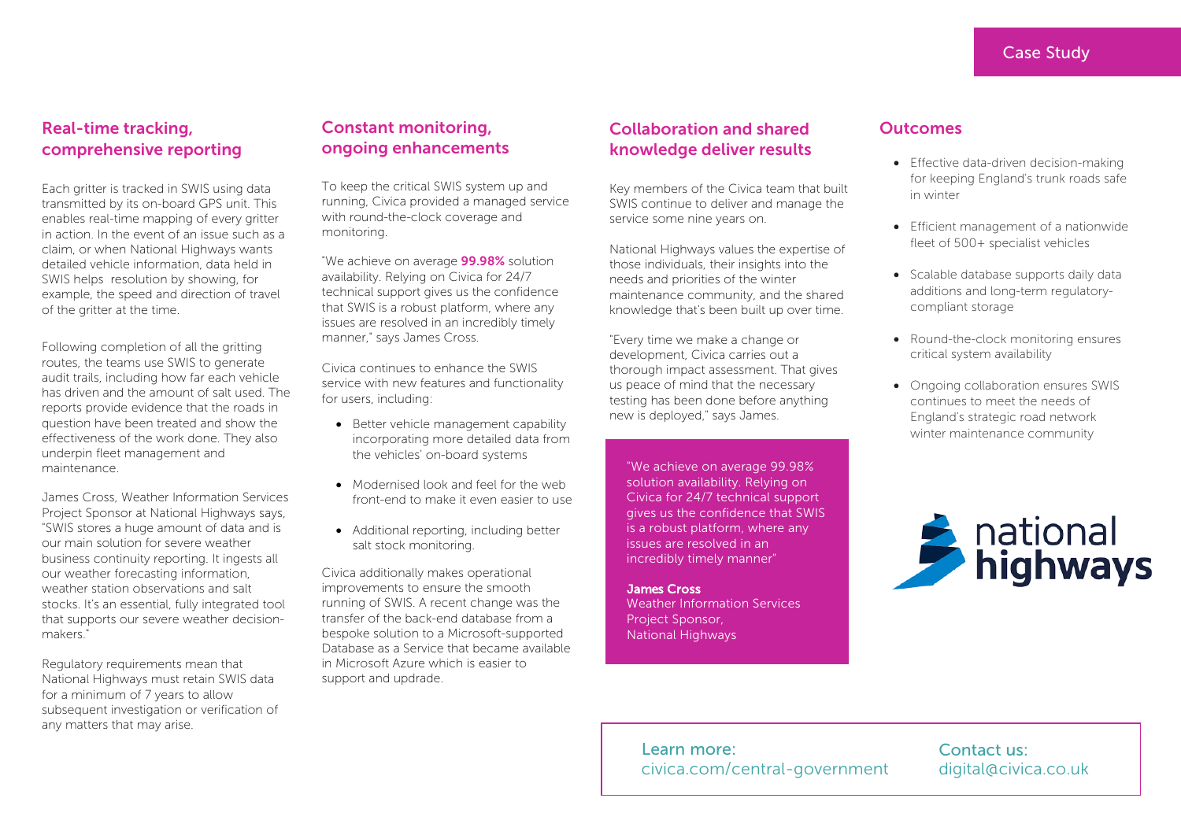Case Study

## Real-time tracking, comprehensive reporting

Each gritter is tracked in SWIS using data transmitted by its on-board GPS unit. This enables real-time mapping of every gritter in action. In the event of an issue such as a claim, or when National Highways wants detailed vehicle information, data held in SWIS helps resolution by showing, for example, the speed and direction of travel of the gritter at the time.

Following completion of all the gritting routes, the teams use SWIS to generate audit trails, including how far each vehicle has driven and the amount of salt used. The reports provide evidence that the roads in question have been treated and show the effectiveness of the work done. They also underpin fleet management and maintenance.

James Cross, Weather Information Services Project Sponsor at National Highways says, "SWIS stores a huge amount of data and is our main solution for severe weather business continuity reporting. It ingests all our weather forecasting information, weather station observations and salt stocks. It's an essential, fully integrated tool that supports our severe weather decision-makers."

Regulatory requirements mean that National Highways must retain SWIS data for a minimum of 7 years to allow subsequent investigation or verification of any matters that may arise.

## Constant monitoring, ongoing enhancements

To keep the critical SWIS system up and running, Civica provided a managed service with round-the-clock coverage and monitoring.

"We achieve on average **99.98%** solution availability. Relying on Civica for 24/7 technical support gives us the confidence that SWIS is a robust platform, where any issues are resolved in an incredibly timely manner," says James Cross.

Civica continues to enhance the SWIS service with new features and functionality for users, including:

- Better vehicle management capability incorporating more detailed data from the vehicles' on-board systems
- Modernised look and feel for the web front-end to make it even easier to use
- Additional reporting, including better salt stock monitoring.

Civica additionally makes operational improvements to ensure the smooth running of SWIS. A recent change was the transfer of the back-end database from a bespoke solution to a Microsoft-supported Database as a Service that became available in Microsoft Azure which is easier to support and updrade.

## Collaboration and shared knowledge deliver results

Key members of the Civica team that built SWIS continue to deliver and manage the service some nine years on.

National Highways values the expertise of those individuals, their insights into the needs and priorities of the winter maintenance community, and the shared knowledge that's been built up over time.

"Every time we make a change or development, Civica carries out a thorough impact assessment. That gives us peace of mind that the necessary testing has been done before anything new is deployed," says James.

> "We achieve on average 99.98% solution availability. Relying on Civica for 24/7 technical support gives us the confidence that SWIS is a robust platform, where any issues are resolved in an incredibly timely manner"
>
> **James Cross**
> Weather Information Services Project Sponsor,
> National Highways

## Outcomes

- Effective data-driven decision-making for keeping England's trunk roads safe in winter
- Efficient management of a nationwide fleet of 500+ specialist vehicles
- Scalable database supports daily data additions and long-term regulatory-compliant storage
- Round-the-clock monitoring ensures critical system availability
- Ongoing collaboration ensures SWIS continues to meet the needs of England's strategic road network winter maintenance community

national highways

Learn more:
civica.com/central-government

Contact us:
digital@civica.co.uk